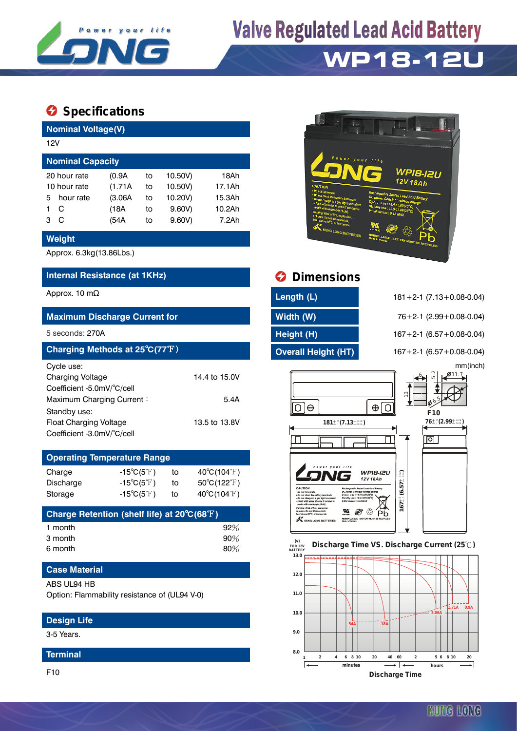# Valve Regulated Lead Acid Battery

## WP18-12U

## Specifications

### Nominal Voltage(V)

12V

### Nominal Capacity

| | | | | |
|---|---|---|---|---|
| 20 hour rate | (0.9A | to | 10.50V) | 18Ah |
| 10 hour rate | (1.71A | to | 10.50V) | 17.1Ah |
| 5 hour rate | (3.06A | to | 10.20V) | 15.3Ah |
| 1 C | (18A | to | 9.60V) | 10.2Ah |
| 3 C | (54A | to | 9.60V) | 7.2Ah |

### Weight

Approx. 6.3kg(13.86Lbs.)

### Internal Resistance (at 1KHz)

Approx. 10 mΩ

### Maximum Discharge Current for

5 seconds: 270A

### Charging Methods at 25℃(77℉)

Cycle use:

| | |
|---|---|
| Charging Voltage | 14.4 to 15.0V |
| Coefficient -5.0mV/℃/cell | |
| Maximum Charging Current： | 5.4A |

Standby use:

| | |
|---|---|
| Float Charging Voltage | 13.5 to 13.8V |
| Coefficient -3.0mV/℃/cell | |

### Operating Temperature Range

| | | | |
|---|---|---|---|
| Charge | -15℃(5℉) | to | 40℃(104℉) |
| Discharge | -15℃(5℉) | to | 50℃(122℉) |
| Storage | -15℃(5℉) | to | 40℃(104℉) |

### Charge Retention (shelf life) at 20℃(68℉)

| | |
|---|---|
| 1 month | 92% |
| 3 month | 90% |
| 6 month | 80% |

### Case Material

ABS UL94 HB

Option: Flammability resistance of (UL94 V-0)

### Design Life

3-5 Years.

### Terminal

F10

## Dimensions

| | |
|---|---|
| Length (L) | 181+2-1 (7.13+0.08-0.04) |
| Width (W) | 76+2-1 (2.99+0.08-0.04) |
| Height (H) | 167+2-1 (6.57+0.08-0.04) |
| Overall Height (HT) | 167+2-1 (6.57+0.08-0.04) |

mm(inch)

F10

### Discharge Time VS. Discharge Current (25℃)

Discharge Time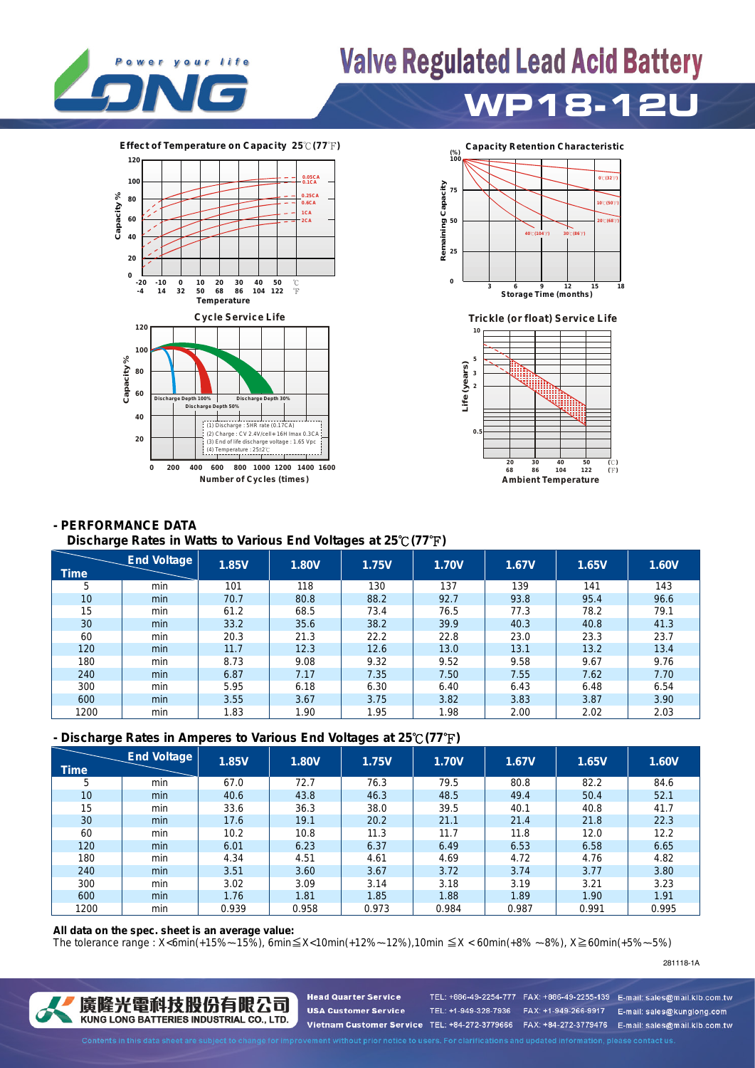# Valve Regulated Lead Acid Battery

## WP18-12U

Power your life

Effect of Temperature on Capacity 25℃(77℉)

120
100
80
60
40
20
0
Capacity %
0.05CA
0.1CA
0.25CA
0.6CA
1CA
2CA
-20 -10 0 10 20 30 40 50 ℃
-4 14 32 50 68 86 104 122 ℉
Temperature

Capacity Retention Characteristic

(%)
100
75
50
25
0
Remaining Capacity
0℃(32℉)
10℃(50℉)
20℃(68℉)
40℃(104℉)
30℃(86℉)
3 6 9 12 15 18
Storage Time (months)

Cycle Service Life

120
100
80
60
40
20
Capacity%
Discharge Depth 100%
Discharge Depth 30%
Discharge Depth 50%
(1) Discharge : 5HR rate (0.17CA)
(2) Charge : CV 2.4V/cell≒16H Imax 0.3CA
(3) End of life discharge voltage : 1.65 Vpc
(4) Temperature : 25±2℃
0 200 400 600 800 1000 1200 1400 1600
Number of Cycles (times)

Trickle (or float) Service Life

10
5
3
2
0.5
Life (years)
20 30 40 50 (℃)
68 86 104 122 (℉)
Ambient Temperature

## - PERFORMANCE DATA

### Discharge Rates in Watts to Various End Voltages at 25℃(77℉)

| Time | | 1.85V | 1.80V | 1.75V | 1.70V | 1.67V | 1.65V | 1.60V |
|---|---|---|---|---|---|---|---|---|
| 5 | min | 101 | 118 | 130 | 137 | 139 | 141 | 143 |
| 10 | min | 70.7 | 80.8 | 88.2 | 92.7 | 93.8 | 95.4 | 96.6 |
| 15 | min | 61.2 | 68.5 | 73.4 | 76.5 | 77.3 | 78.2 | 79.1 |
| 30 | min | 33.2 | 35.6 | 38.2 | 39.9 | 40.3 | 40.8 | 41.3 |
| 60 | min | 20.3 | 21.3 | 22.2 | 22.8 | 23.0 | 23.3 | 23.7 |
| 120 | min | 11.7 | 12.3 | 12.6 | 13.0 | 13.1 | 13.2 | 13.4 |
| 180 | min | 8.73 | 9.08 | 9.32 | 9.52 | 9.58 | 9.67 | 9.76 |
| 240 | min | 6.87 | 7.17 | 7.35 | 7.50 | 7.55 | 7.62 | 7.70 |
| 300 | min | 5.95 | 6.18 | 6.30 | 6.40 | 6.43 | 6.48 | 6.54 |
| 600 | min | 3.55 | 3.67 | 3.75 | 3.82 | 3.83 | 3.87 | 3.90 |
| 1200 | min | 1.83 | 1.90 | 1.95 | 1.98 | 2.00 | 2.02 | 2.03 |

### - Discharge Rates in Amperes to Various End Voltages at 25℃(77℉)

| Time | | 1.85V | 1.80V | 1.75V | 1.70V | 1.67V | 1.65V | 1.60V |
|---|---|---|---|---|---|---|---|---|
| 5 | min | 67.0 | 72.7 | 76.3 | 79.5 | 80.8 | 82.2 | 84.6 |
| 10 | min | 40.6 | 43.8 | 46.3 | 48.5 | 49.4 | 50.4 | 52.1 |
| 15 | min | 33.6 | 36.3 | 38.0 | 39.5 | 40.1 | 40.8 | 41.7 |
| 30 | min | 17.6 | 19.1 | 20.2 | 21.1 | 21.4 | 21.8 | 22.3 |
| 60 | min | 10.2 | 10.8 | 11.3 | 11.7 | 11.8 | 12.0 | 12.2 |
| 120 | min | 6.01 | 6.23 | 6.37 | 6.49 | 6.53 | 6.58 | 6.65 |
| 180 | min | 4.34 | 4.51 | 4.61 | 4.69 | 4.72 | 4.76 | 4.82 |
| 240 | min | 3.51 | 3.60 | 3.67 | 3.72 | 3.74 | 3.77 | 3.80 |
| 300 | min | 3.02 | 3.09 | 3.14 | 3.18 | 3.19 | 3.21 | 3.23 |
| 600 | min | 1.76 | 1.81 | 1.85 | 1.88 | 1.89 | 1.90 | 1.91 |
| 1200 | min | 0.939 | 0.958 | 0.973 | 0.984 | 0.987 | 0.991 | 0.995 |

**All data on the spec. sheet is an average value:**
The tolerance range : X<6min(+15%~15%), 6min≦X<10min(+12%~12%),10min ≦X < 60min(+8% ~8%), X≧60min(+5%~5%)

281118-1A

廣隆光電科技股份有限公司
KUNG LONG BATTERIES INDUSTRIAL CO., LTD.

| | | | |
|---|---|---|---|
| Head Quarter Service | TEL: +886-49-2254-777 | FAX: +886-49-2255-139 | E-mail: sales@mail.klb.com.tw |
| USA Customer Service | TEL: +1-949-328-7936 | FAX: +1-949-266-8917 | E-mail: sales@kunglong.com |
| Vietnam Customer Service | TEL: +84-272-3779666 | FAX: +84-272-3779476 | E-mail: sales@mail.klb.com.tw |

Contents in this data sheet are subject to change for improvement without prior notice to users. For clarifications and updated information, please contact us.